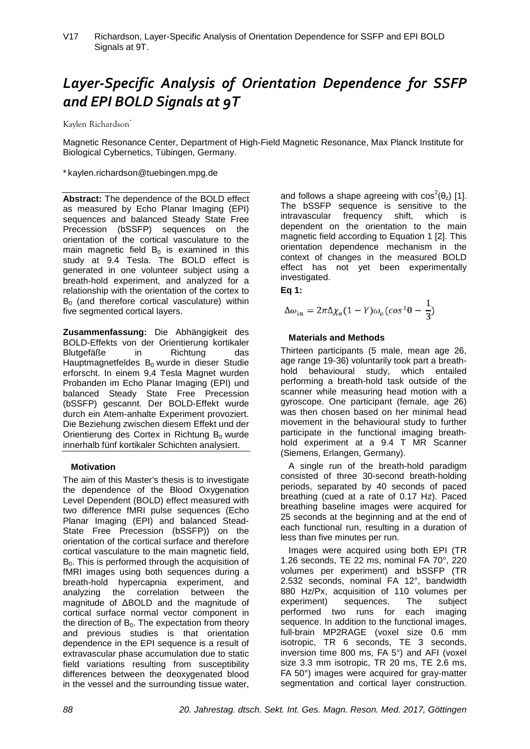V17 Richardson, Layer-Specific Analysis of Orientation Dependence for SSFP and EPI BOLD Signals at 9T.

# *Layer-Specific Analysis of Orientation Dependence for SSFP and EPI BOLD Signals at 9T*

Kaylen Richardson*

Magnetic Resonance Center, Department of High-Field Magnetic Resonance, Max Planck Institute for Biological Cybernetics, Tübingen, Germany.

* kaylen.richardson@tuebingen.mpg.de

**Abstract:** The dependence of the BOLD effect as measured by Echo Planar Imaging (EPI) sequences and balanced Steady State Free Precession (bSSFP) sequences on the orientation of the cortical vasculature to the main magnetic field $B_0$ is examined in this study at 9.4 Tesla. The BOLD effect is generated in one volunteer subject using a breath-hold experiment, and analyzed for a relationship with the orientation of the cortex to $B_0$ (and therefore cortical vasculature) within five segmented cortical layers.

**Zusammenfassung:** Die Abhängigkeit des BOLD-Effekts von der Orientierung kortikaler Blutgefäße in Richtung das Hauptmagnetfeldes $B_0$ wurde in dieser Studie erforscht. In einem 9,4 Tesla Magnet wurden Probanden im Echo Planar Imaging (EPI) und balanced Steady State Free Precession (bSSFP) gescannt. Der BOLD-Effekt wurde durch ein Atem-anhalte Experiment provoziert. Die Beziehung zwischen diesem Effekt und der Orientierung des Cortex in Richtung $B_0$ wurde innerhalb fünf kortikaler Schichten analysiert.

## Motivation

The aim of this Master's thesis is to investigate the dependence of the Blood Oxygenation Level Dependent (BOLD) effect measured with two difference fMRI pulse sequences (Echo Planar Imaging (EPI) and balanced Stead-State Free Precession (bSSFP)) on the orientation of the cortical surface and therefore cortical vasculature to the main magnetic field, $B_0$. This is performed through the acquisition of fMRI images using both sequences during a breath-hold hypercapnia experiment, and analyzing the correlation between the magnitude of ΔBOLD and the magnitude of cortical surface normal vector component in the direction of $B_0$. The expectation from theory and previous studies is that orientation dependence in the EPI sequence is a result of extravascular phase accumulation due to static field variations resulting from susceptibility differences between the deoxygenated blood in the vessel and the surrounding tissue water, and follows a shape agreeing with $\cos^2(\theta_z)$ [1]. The bSSFP sequence is sensitive to the intravascular frequency shift, which is dependent on the orientation to the main magnetic field according to Equation 1 [2]. This orientation dependence mechanism in the context of changes in the measured BOLD effect has not yet been experimentally investigated.

**Eq 1:**

$$\Delta\omega_{in} = 2\pi\Delta\chi_o(1-Y)\omega_o(\cos^2\theta - \frac{1}{3})$$

## Materials and Methods

Thirteen participants (5 male, mean age 26, age range 19-36) voluntarily took part a breath-hold behavioural study, which entailed performing a breath-hold task outside of the scanner while measuring head motion with a gyroscope. One participant (female, age 26) was then chosen based on her minimal head movement in the behavioural study to further participate in the functional imaging breath-hold experiment at a 9.4 T MR Scanner (Siemens, Erlangen, Germany).

A single run of the breath-hold paradigm consisted of three 30-second breath-holding periods, separated by 40 seconds of paced breathing (cued at a rate of 0.17 Hz). Paced breathing baseline images were acquired for 25 seconds at the beginning and at the end of each functional run, resulting in a duration of less than five minutes per run.

Images were acquired using both EPI (TR 1.26 seconds, TE 22 ms, nominal FA 70°, 220 volumes per experiment) and bSSFP (TR 2.532 seconds, nominal FA 12°, bandwidth 880 Hz/Px, acquisition of 110 volumes per experiment) sequences. The subject performed two runs for each imaging sequence. In addition to the functional images, full-brain MP2RAGE (voxel size 0.6 mm isotropic, TR 6 seconds, TE 3 seconds, inversion time 800 ms, FA 5°) and AFI (voxel size 3.3 mm isotropic, TR 20 ms, TE 2.6 ms, FA 50°) images were acquired for gray-matter segmentation and cortical layer construction.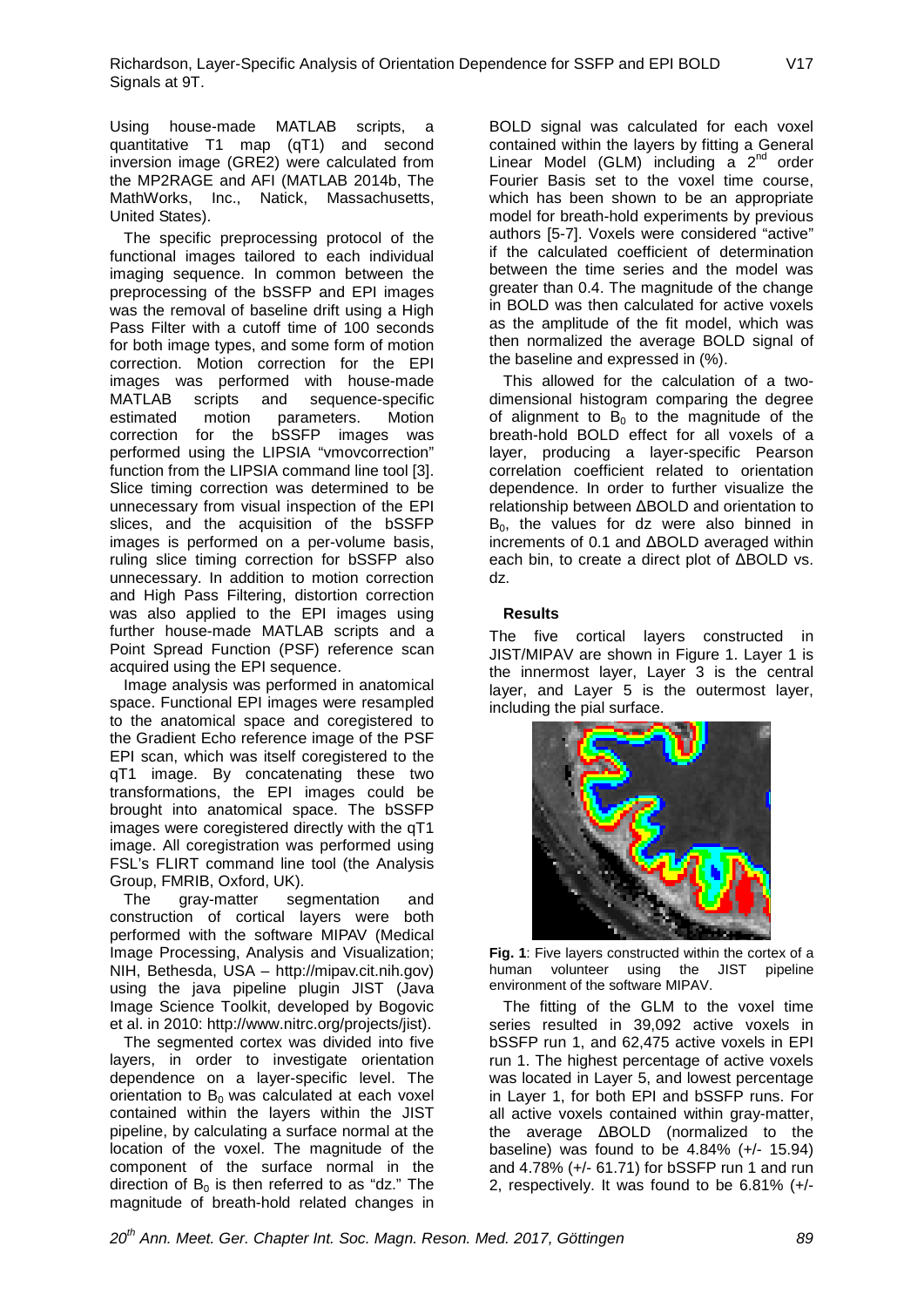Using house-made MATLAB scripts, a quantitative T1 map (qT1) and second inversion image (GRE2) were calculated from the MP2RAGE and AFI (MATLAB 2014b, The MathWorks, Inc., Natick, Massachusetts, United States).

The specific preprocessing protocol of the functional images tailored to each individual imaging sequence. In common between the preprocessing of the bSSFP and EPI images was the removal of baseline drift using a High Pass Filter with a cutoff time of 100 seconds for both image types, and some form of motion correction. Motion correction for the EPI images was performed with house-made MATLAB scripts and sequence-specific estimated motion parameters. Motion correction for the bSSFP images was performed using the LIPSIA "vmovcorrection" function from the LIPSIA command line tool [3]. Slice timing correction was determined to be unnecessary from visual inspection of the EPI slices, and the acquisition of the bSSFP images is performed on a per-volume basis, ruling slice timing correction for bSSFP also unnecessary. In addition to motion correction and High Pass Filtering, distortion correction was also applied to the EPI images using further house-made MATLAB scripts and a Point Spread Function (PSF) reference scan acquired using the EPI sequence.

Image analysis was performed in anatomical space. Functional EPI images were resampled to the anatomical space and coregistered to the Gradient Echo reference image of the PSF EPI scan, which was itself coregistered to the qT1 image. By concatenating these two transformations, the EPI images could be brought into anatomical space. The bSSFP images were coregistered directly with the qT1 image. All coregistration was performed using FSL's FLIRT command line tool (the Analysis Group, FMRIB, Oxford, UK).

The gray-matter segmentation and construction of cortical layers were both performed with the software MIPAV (Medical Image Processing, Analysis and Visualization; NIH, Bethesda, USA – http://mipav.cit.nih.gov) using the java pipeline plugin JIST (Java Image Science Toolkit, developed by Bogovic et al. in 2010: http://www.nitrc.org/projects/jist).

The segmented cortex was divided into five layers, in order to investigate orientation dependence on a layer-specific level. The orientation to $B_0$ was calculated at each voxel contained within the layers within the JIST pipeline, by calculating a surface normal at the location of the voxel. The magnitude of the component of the surface normal in the direction of $B_0$ is then referred to as "dz." The magnitude of breath-hold related changes in BOLD signal was calculated for each voxel contained within the layers by fitting a General Linear Model (GLM) including a 2[nd] order Fourier Basis set to the voxel time course, which has been shown to be an appropriate model for breath-hold experiments by previous authors [5-7]. Voxels were considered "active" if the calculated coefficient of determination between the time series and the model was greater than 0.4. The magnitude of the change in BOLD was then calculated for active voxels as the amplitude of the fit model, which was then normalized the average BOLD signal of the baseline and expressed in (%).

This allowed for the calculation of a two-dimensional histogram comparing the degree of alignment to $B_0$ to the magnitude of the breath-hold BOLD effect for all voxels of a layer, producing a layer-specific Pearson correlation coefficient related to orientation dependence. In order to further visualize the relationship between ΔBOLD and orientation to $B_0$, the values for dz were also binned in increments of 0.1 and ΔBOLD averaged within each bin, to create a direct plot of ΔBOLD vs. dz.

## Results

The five cortical layers constructed in JIST/MIPAV are shown in Figure 1. Layer 1 is the innermost layer, Layer 3 is the central layer, and Layer 5 is the outermost layer, including the pial surface.

**Fig. 1**: Five layers constructed within the cortex of a human volunteer using the JIST pipeline environment of the software MIPAV.

The fitting of the GLM to the voxel time series resulted in 39,092 active voxels in bSSFP run 1, and 62,475 active voxels in EPI run 1. The highest percentage of active voxels was located in Layer 5, and lowest percentage in Layer 1, for both EPI and bSSFP runs. For all active voxels contained within gray-matter, the average ΔBOLD (normalized to the baseline) was found to be 4.84% (+/- 15.94) and 4.78% (+/- 61.71) for bSSFP run 1 and run 2, respectively. It was found to be 6.81% (+/-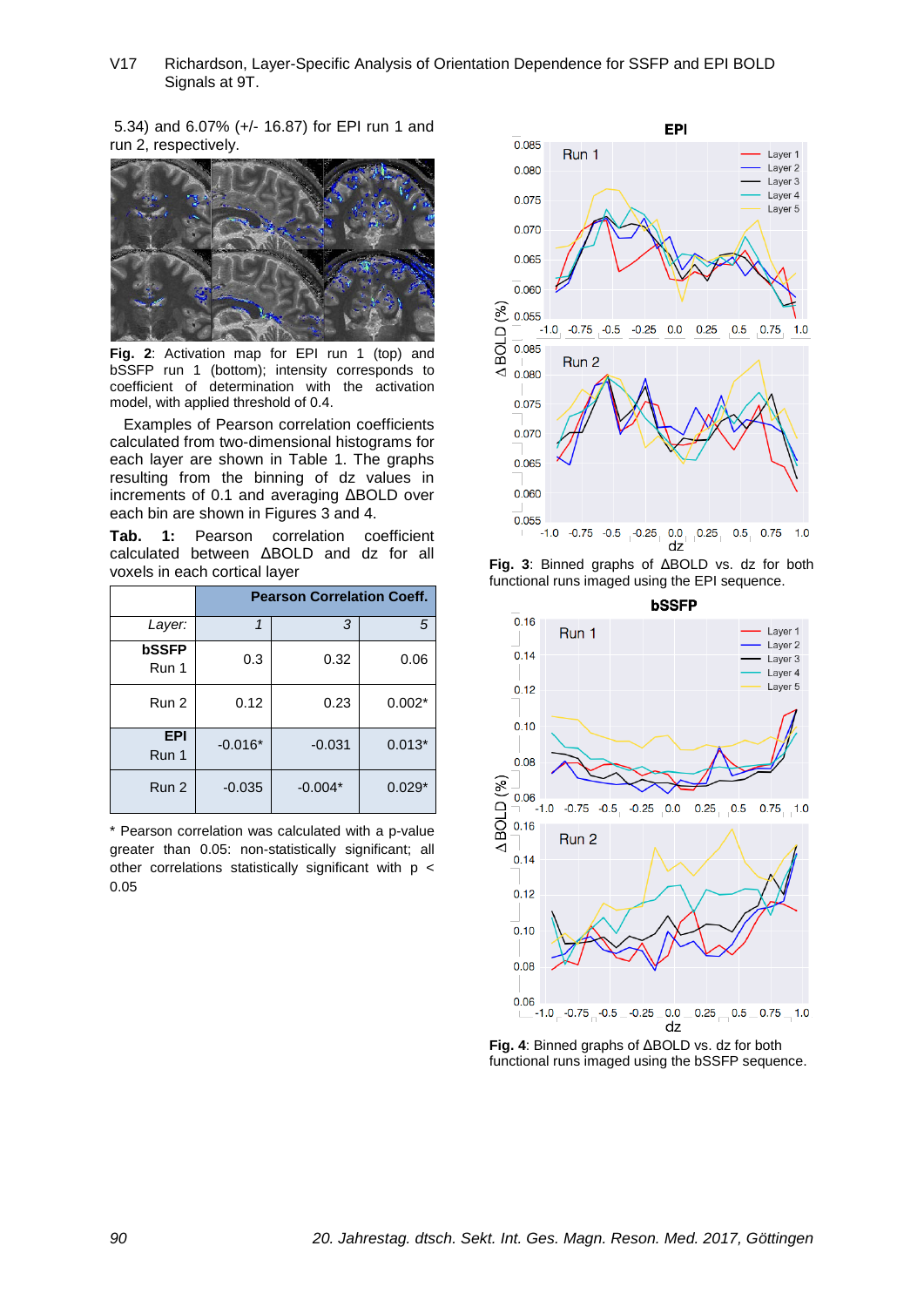5.34) and 6.07% (+/- 16.87) for EPI run 1 and run 2, respectively.

**Fig. 2**: Activation map for EPI run 1 (top) and bSSFP run 1 (bottom); intensity corresponds to coefficient of determination with the activation model, with applied threshold of 0.4.

Examples of Pearson correlation coefficients calculated from two-dimensional histograms for each layer are shown in Table 1. The graphs resulting from the binning of dz values in increments of 0.1 and averaging ΔBOLD over each bin are shown in Figures 3 and 4.

**Tab. 1:** Pearson correlation coefficient calculated between ΔBOLD and dz for all voxels in each cortical layer

| | **Pearson Correlation Coeff.** | | |
|---|---|---|---|
| *Layer:* | *1* | *3* | *5* |
| **bSSFP** Run 1 | 0.3 | 0.32 | 0.06 |
| Run 2 | 0.12 | 0.23 | 0.002* |
| **EPI** Run 1 | -0.016* | -0.031 | 0.013* |
| Run 2 | -0.035 | -0.004* | 0.029* |

\* Pearson correlation was calculated with a p-value greater than 0.05: non-statistically significant; all other correlations statistically significant with $p < 0.05$

**Fig. 3**: Binned graphs of ΔBOLD vs. dz for both functional runs imaged using the EPI sequence.

**Fig. 4**: Binned graphs of ΔBOLD vs. dz for both functional runs imaged using the bSSFP sequence.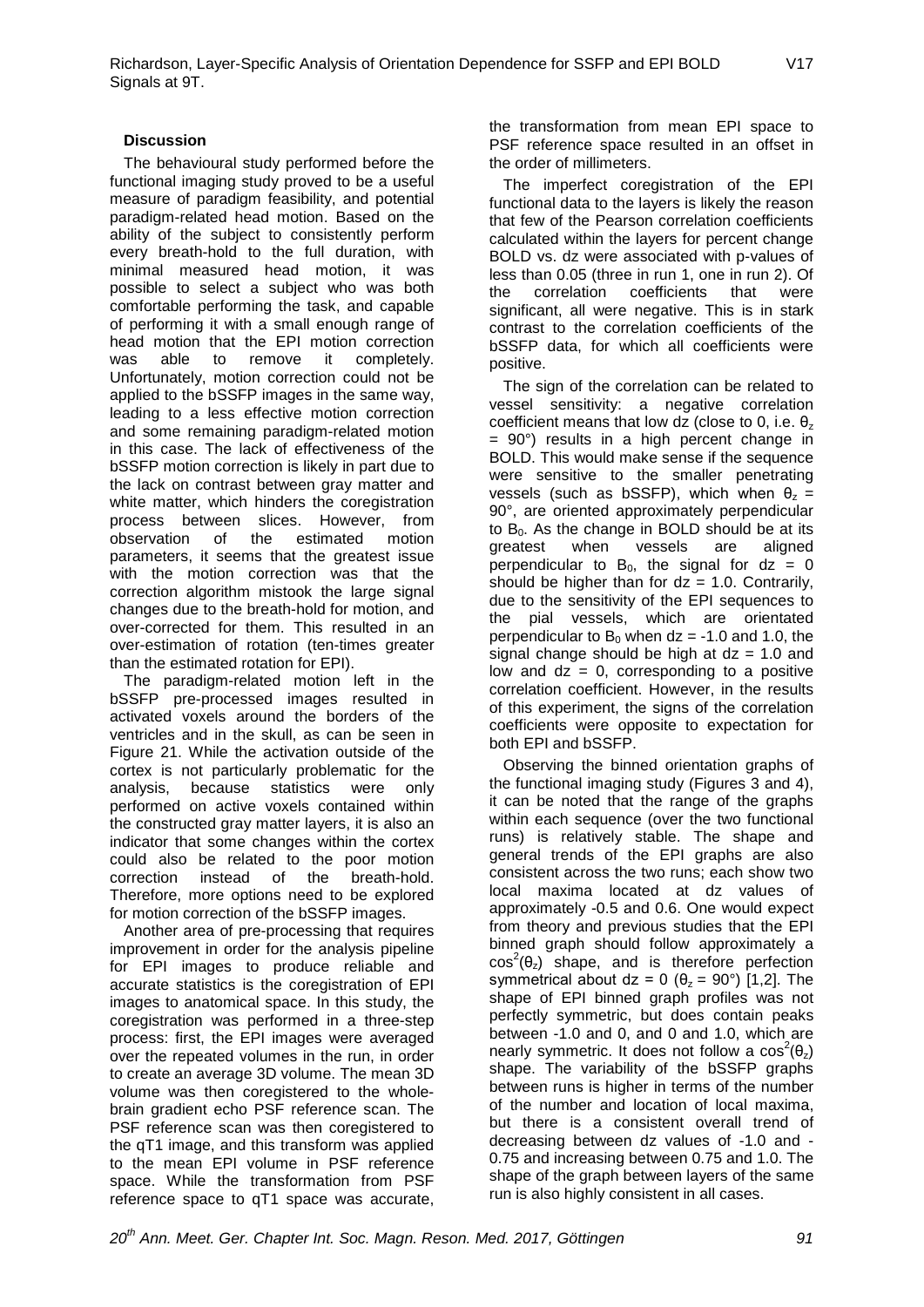### Discussion

The behavioural study performed before the functional imaging study proved to be a useful measure of paradigm feasibility, and potential paradigm-related head motion. Based on the ability of the subject to consistently perform every breath-hold to the full duration, with minimal measured head motion, it was possible to select a subject who was both comfortable performing the task, and capable of performing it with a small enough range of head motion that the EPI motion correction was able to remove it completely. Unfortunately, motion correction could not be applied to the bSSFP images in the same way, leading to a less effective motion correction and some remaining paradigm-related motion in this case. The lack of effectiveness of the bSSFP motion correction is likely in part due to the lack on contrast between gray matter and white matter, which hinders the coregistration process between slices. However, from observation of the estimated motion parameters, it seems that the greatest issue with the motion correction was that the correction algorithm mistook the large signal changes due to the breath-hold for motion, and over-corrected for them. This resulted in an over-estimation of rotation (ten-times greater than the estimated rotation for EPI).

The paradigm-related motion left in the bSSFP pre-processed images resulted in activated voxels around the borders of the ventricles and in the skull, as can be seen in Figure 21. While the activation outside of the cortex is not particularly problematic for the analysis, because statistics were only performed on active voxels contained within the constructed gray matter layers, it is also an indicator that some changes within the cortex could also be related to the poor motion correction instead of the breath-hold. Therefore, more options need to be explored for motion correction of the bSSFP images.

Another area of pre-processing that requires improvement in order for the analysis pipeline for EPI images to produce reliable and accurate statistics is the coregistration of EPI images to anatomical space. In this study, the coregistration was performed in a three-step process: first, the EPI images were averaged over the repeated volumes in the run, in order to create an average 3D volume. The mean 3D volume was then coregistered to the whole-brain gradient echo PSF reference scan. The PSF reference scan was then coregistered to the qT1 image, and this transform was applied to the mean EPI volume in PSF reference space. While the transformation from PSF reference space to qT1 space was accurate, the transformation from mean EPI space to PSF reference space resulted in an offset in the order of millimeters.

The imperfect coregistration of the EPI functional data to the layers is likely the reason that few of the Pearson correlation coefficients calculated within the layers for percent change BOLD vs. dz were associated with p-values of less than 0.05 (three in run 1, one in run 2). Of the correlation coefficients that were significant, all were negative. This is in stark contrast to the correlation coefficients of the bSSFP data, for which all coefficients were positive.

The sign of the correlation can be related to vessel sensitivity: a negative correlation coefficient means that low dz (close to 0, i.e. $\theta_z = 90°$) results in a high percent change in BOLD. This would make sense if the sequence were sensitive to the smaller penetrating vessels (such as bSSFP), which when $\theta_z = 90°$, are oriented approximately perpendicular to $B_0$. As the change in BOLD should be at its greatest when vessels are aligned perpendicular to $B_0$, the signal for dz = 0 should be higher than for dz = 1.0. Contrarily, due to the sensitivity of the EPI sequences to the pial vessels, which are orientated perpendicular to $B_0$ when dz = -1.0 and 1.0, the signal change should be high at dz = 1.0 and low and dz = 0, corresponding to a positive correlation coefficient. However, in the results of this experiment, the signs of the correlation coefficients were opposite to expectation for both EPI and bSSFP.

Observing the binned orientation graphs of the functional imaging study (Figures 3 and 4), it can be noted that the range of the graphs within each sequence (over the two functional runs) is relatively stable. The shape and general trends of the EPI graphs are also consistent across the two runs; each show two local maxima located at dz values of approximately -0.5 and 0.6. One would expect from theory and previous studies that the EPI binned graph should follow approximately a $\cos^2(\theta_z)$ shape, and is therefore perfection symmetrical about dz = 0 ($\theta_z = 90°$) [1,2]. The shape of EPI binned graph profiles was not perfectly symmetric, but does contain peaks between -1.0 and 0, and 0 and 1.0, which are nearly symmetric. It does not follow a $\cos^2(\theta_z)$ shape. The variability of the bSSFP graphs between runs is higher in terms of the number of the number and location of local maxima, but there is a consistent overall trend of decreasing between dz values of -1.0 and -0.75 and increasing between 0.75 and 1.0. The shape of the graph between layers of the same run is also highly consistent in all cases.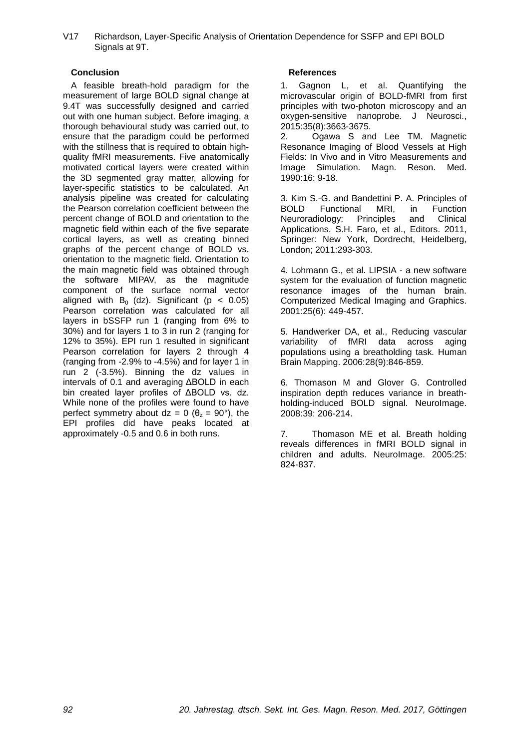## Conclusion

A feasible breath-hold paradigm for the measurement of large BOLD signal change at 9.4T was successfully designed and carried out with one human subject. Before imaging, a thorough behavioural study was carried out, to ensure that the paradigm could be performed with the stillness that is required to obtain high-quality fMRI measurements. Five anatomically motivated cortical layers were created within the 3D segmented gray matter, allowing for layer-specific statistics to be calculated. An analysis pipeline was created for calculating the Pearson correlation coefficient between the percent change of BOLD and orientation to the magnetic field within each of the five separate cortical layers, as well as creating binned graphs of the percent change of BOLD vs. orientation to the magnetic field. Orientation to the main magnetic field was obtained through the software MIPAV, as the magnitude component of the surface normal vector aligned with $B_0$ (dz). Significant ($p < 0.05$) Pearson correlation was calculated for all layers in bSSFP run 1 (ranging from 6% to 30%) and for layers 1 to 3 in run 2 (ranging for 12% to 35%). EPI run 1 resulted in significant Pearson correlation for layers 2 through 4 (ranging from -2.9% to -4.5%) and for layer 1 in run 2 (-3.5%). Binning the dz values in intervals of 0.1 and averaging ΔBOLD in each bin created layer profiles of ΔBOLD vs. dz. While none of the profiles were found to have perfect symmetry about dz = 0 ($\theta_z = 90°$), the EPI profiles did have peaks located at approximately -0.5 and 0.6 in both runs.

## References

1. Gagnon L, et al. Quantifying the microvascular origin of BOLD-fMRI from first principles with two-photon microscopy and an oxygen-sensitive nanoprobe. J Neurosci., 2015:35(8):3663-3675.
2. Ogawa S and Lee TM. Magnetic Resonance Imaging of Blood Vessels at High Fields: In Vivo and in Vitro Measurements and Image Simulation. Magn. Reson. Med. 1990:16: 9-18.

3. Kim S.-G. and Bandettini P. A. Principles of BOLD Functional MRI, in Function Neuroradiology: Principles and Clinical Applications. S.H. Faro, et al., Editors. 2011, Springer: New York, Dordrecht, Heidelberg, London; 2011:293-303.

4. Lohmann G., et al. LIPSIA - a new software system for the evaluation of function magnetic resonance images of the human brain. Computerized Medical Imaging and Graphics. 2001:25(6): 449-457.

5. Handwerker DA, et al., Reducing vascular variability of fMRI data across aging populations using a breatholding task. Human Brain Mapping. 2006:28(9):846-859.

6. Thomason M and Glover G. Controlled inspiration depth reduces variance in breath-holding-induced BOLD signal. NeuroImage. 2008:39: 206-214.

7. Thomason ME et al. Breath holding reveals differences in fMRI BOLD signal in children and adults. NeuroImage. 2005:25: 824-837.